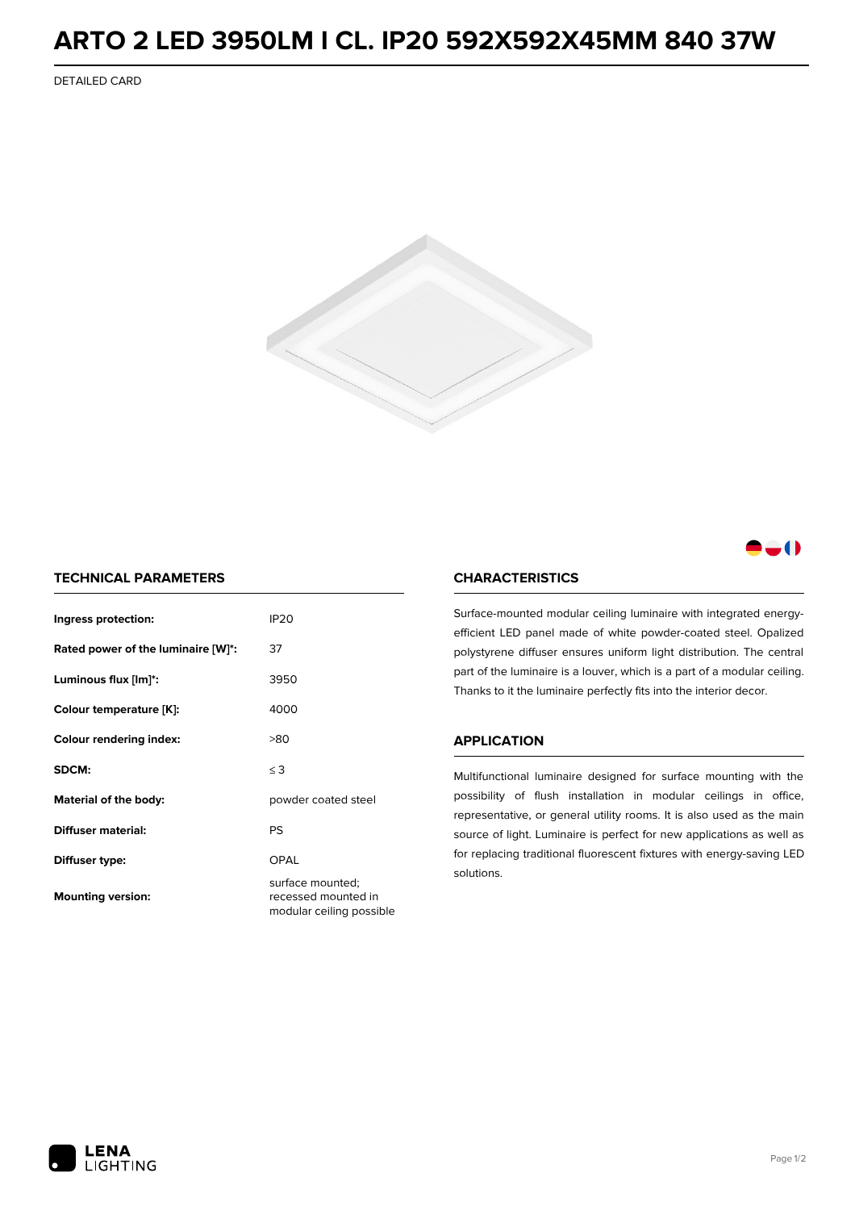# ARTO 2 LED 3950LM I CL. IP20 592X592X45MM 840 37W

DETAILED CARD

## TECHNICAL PARAMETERS

| | |
|---|---|
| **Ingress protection:** | IP20 |
| **Rated power of the luminaire [W]*:** | 37 |
| **Luminous flux [lm]*:** | 3950 |
| **Colour temperature [K]:** | 4000 |
| **Colour rendering index:** | >80 |
| **SDCM:** | ≤ 3 |
| **Material of the body:** | powder coated steel |
| **Diffuser material:** | PS |
| **Diffuser type:** | OPAL |
| **Mounting version:** | surface mounted; recessed mounted in modular ceiling possible |

## CHARACTERISTICS

Surface-mounted modular ceiling luminaire with integrated energy-efficient LED panel made of white powder-coated steel. Opalized polystyrene diffuser ensures uniform light distribution. The central part of the luminaire is a louver, which is a part of a modular ceiling. Thanks to it the luminaire perfectly fits into the interior decor.

## APPLICATION

Multifunctional luminaire designed for surface mounting with the possibility of flush installation in modular ceilings in office, representative, or general utility rooms. It is also used as the main source of light. Luminaire is perfect for new applications as well as for replacing traditional fluorescent fixtures with energy-saving LED solutions.

LENA LIGHTING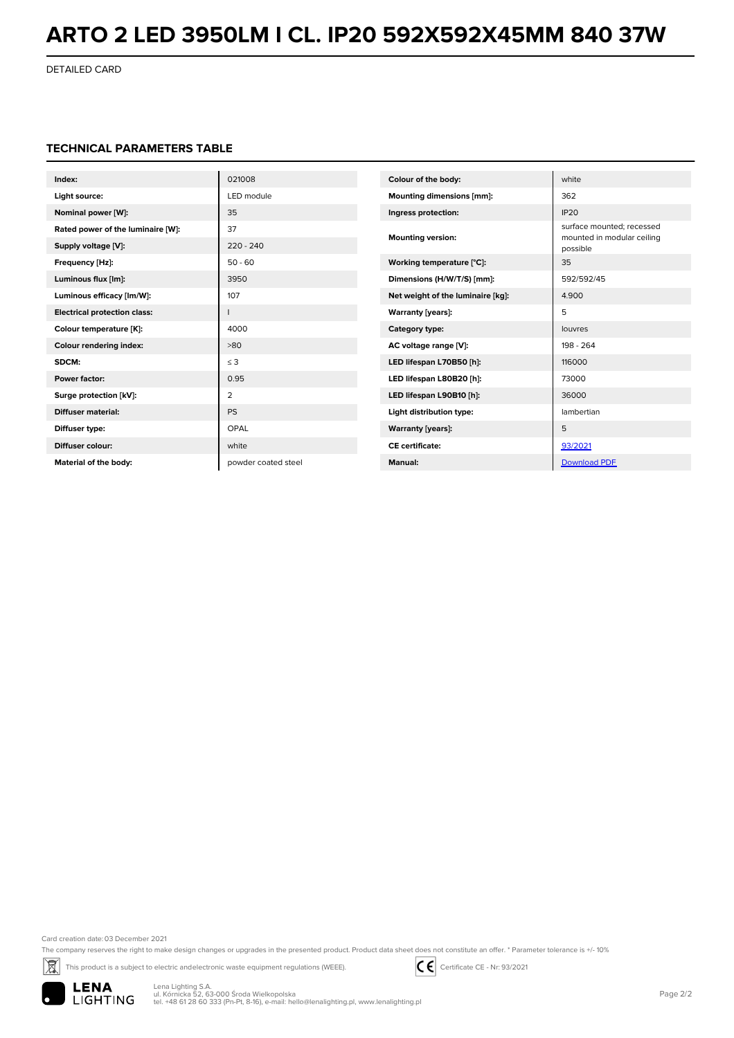# ARTO 2 LED 3950LM I CL. IP20 592X592X45MM 840 37W

DETAILED CARD

### TECHNICAL PARAMETERS TABLE

| | |
|---|---|
| **Index:** | 021008 |
| **Light source:** | LED module |
| **Nominal power [W]:** | 35 |
| **Rated power of the luminaire [W]:** | 37 |
| **Supply voltage [V]:** | 220 - 240 |
| **Frequency [Hz]:** | 50 - 60 |
| **Luminous flux [lm]:** | 3950 |
| **Luminous efficacy [lm/W]:** | 107 |
| **Electrical protection class:** | I |
| **Colour temperature [K]:** | 4000 |
| **Colour rendering index:** | >80 |
| **SDCM:** | ≤ 3 |
| **Power factor:** | 0.95 |
| **Surge protection [kV]:** | 2 |
| **Diffuser material:** | PS |
| **Diffuser type:** | OPAL |
| **Diffuser colour:** | white |
| **Material of the body:** | powder coated steel |
| **Colour of the body:** | white |
| **Mounting dimensions [mm]:** | 362 |
| **Ingress protection:** | IP20 |
| **Mounting version:** | surface mounted; recessed mounted in modular ceiling possible |
| **Working temperature [°C]:** | 35 |
| **Dimensions (H/W/T/S) [mm]:** | 592/592/45 |
| **Net weight of the luminaire [kg]:** | 4.900 |
| **Warranty [years]:** | 5 |
| **Category type:** | louvres |
| **AC voltage range [V]:** | 198 - 264 |
| **LED lifespan L70B50 [h]:** | 116000 |
| **LED lifespan L80B20 [h]:** | 73000 |
| **LED lifespan L90B10 [h]:** | 36000 |
| **Light distribution type:** | lambertian |
| **Warranty [years]:** | 5 |
| **CE certificate:** | 93/2021 |
| **Manual:** | Download PDF |

Card creation date: 03 December 2021

The company reserves the right to make design changes or upgrades in the presented product. Product data sheet does not constitute an offer. * Parameter tolerance is +/- 10%

This product is a subject to electric andelectronic waste equipment regulations (WEEE).

Certificate CE - Nr: 93/2021

LENA LIGHTING

Lena Lighting S.A.
ul. Kórnicka 52, 63-000 Środa Wielkopolska
tel. +48 61 28 60 333 (Pn-Pt, 8-16), e-mail: hello@lenalighting.pl, www.lenalighting.pl